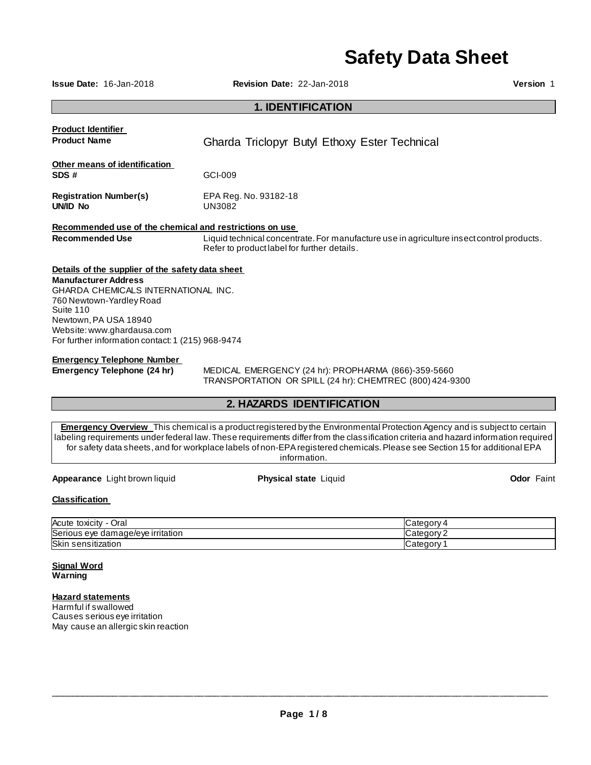# Safety Data Sheet

**Issue Date:** 16-Jan-2018 **Revision Date:** 22-Jan-2018 **Version** 1

## 1. IDENTIFICATION

**Product Identifier**

**Product Name** Gharda Triclopyr Butyl Ethoxy Ester Technical

**Other means of identification**

**SDS #** GCI-009

**Registration Number(s)** EPA Reg. No. 93182-18

**UN/ID No** UN3082

**Recommended use of the chemical and restrictions on use**

**Recommended Use** Liquid technical concentrate. For manufacture use in agriculture insect control products. Refer to product label for further details.

**Details of the supplier of the safety data sheet**

**Manufacturer Address**
GHARDA CHEMICALS INTERNATIONAL INC.
760 Newtown-Yardley Road
Suite 110
Newtown, PA USA 18940
Website: www.ghardausa.com
For further information contact: 1 (215) 968-9474

**Emergency Telephone Number**

**Emergency Telephone (24 hr)** MEDICAL EMERGENCY (24 hr): PROPHARMA (866)-359-5660
TRANSPORTATION OR SPILL (24 hr): CHEMTREC (800) 424-9300

## 2. HAZARDS IDENTIFICATION

**Emergency Overview** This chemical is a product registered by the Environmental Protection Agency and is subject to certain labeling requirements under federal law. These requirements differ from the classification criteria and hazard information required for safety data sheets, and for workplace labels of non-EPA registered chemicals. Please see Section 15 for additional EPA information.

**Appearance** Light brown liquid **Physical state** Liquid **Odor** Faint

**Classification**

| | |
|---|---|
| Acute toxicity - Oral | Category 4 |
| Serious eye damage/eye irritation | Category 2 |
| Skin sensitization | Category 1 |

**Signal Word**
**Warning**

**Hazard statements**
Harmful if swallowed
Causes serious eye irritation
May cause an allergic skin reaction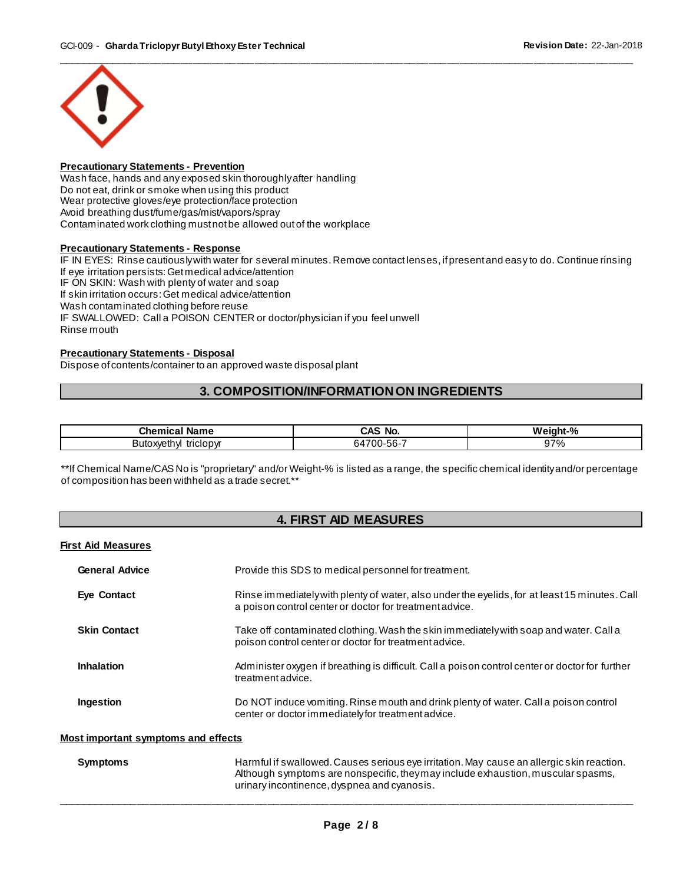**Precautionary Statements - Prevention**

Wash face, hands and any exposed skin thoroughly after handling
Do not eat, drink or smoke when using this product
Wear protective gloves/eye protection/face protection
Avoid breathing dust/fume/gas/mist/vapors/spray
Contaminated work clothing must not be allowed out of the workplace

**Precautionary Statements - Response**

IF IN EYES: Rinse cautiously with water for several minutes. Remove contact lenses, if present and easy to do. Continue rinsing
If eye irritation persists: Get medical advice/attention
IF ON SKIN: Wash with plenty of water and soap
If skin irritation occurs: Get medical advice/attention
Wash contaminated clothing before reuse
IF SWALLOWED: Call a POISON CENTER or doctor/physician if you feel unwell
Rinse mouth

**Precautionary Statements - Disposal**

Dispose of contents/container to an approved waste disposal plant

## 3. COMPOSITION/INFORMATION ON INGREDIENTS

| Chemical Name | CAS No. | Weight-% |
| --- | --- | --- |
| Butoxyethyl triclopyr | 64700-56-7 | 97% |

**If Chemical Name/CAS No is "proprietary" and/or Weight-% is listed as a range, the specific chemical identity and/or percentage of composition has been withheld as a trade secret.**

## 4. FIRST AID MEASURES

**First Aid Measures**

**General Advice** Provide this SDS to medical personnel for treatment.

**Eye Contact** Rinse immediately with plenty of water, also under the eyelids, for at least 15 minutes. Call a poison control center or doctor for treatment advice.

**Skin Contact** Take off contaminated clothing. Wash the skin immediately with soap and water. Call a poison control center or doctor for treatment advice.

**Inhalation** Administer oxygen if breathing is difficult. Call a poison control center or doctor for further treatment advice.

**Ingestion** Do NOT induce vomiting. Rinse mouth and drink plenty of water. Call a poison control center or doctor immediately for treatment advice.

**Most important symptoms and effects**

**Symptoms** Harmful if swallowed. Causes serious eye irritation. May cause an allergic skin reaction. Although symptoms are nonspecific, they may include exhaustion, muscular spasms, urinary incontinence, dyspnea and cyanosis.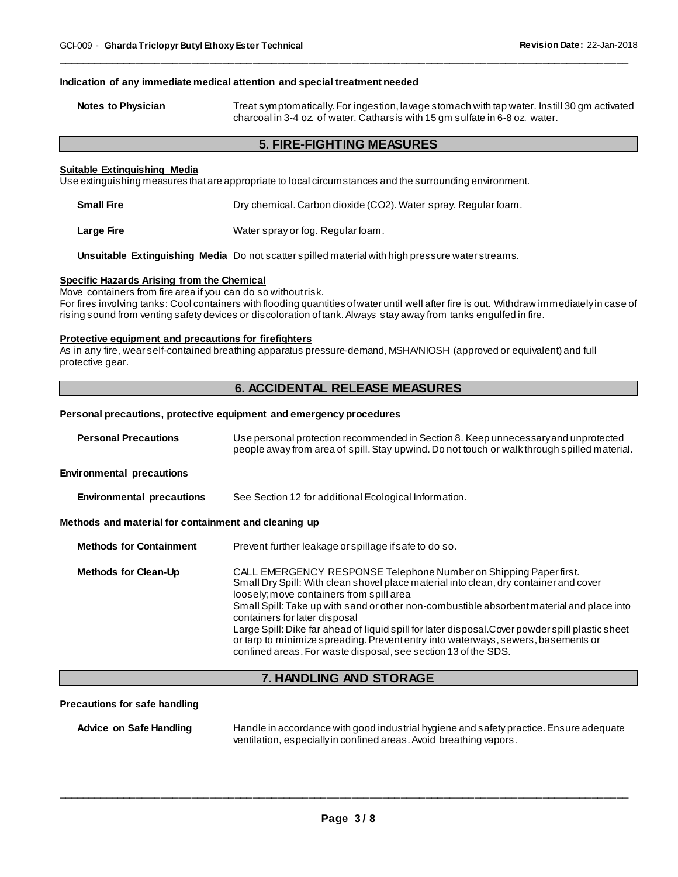#### Indication of any immediate medical attention and special treatment needed

**Notes to Physician** Treat symptomatically. For ingestion, lavage stomach with tap water. Instill 30 gm activated charcoal in 3-4 oz. of water. Catharsis with 15 gm sulfate in 6-8 oz. water.

## 5. FIRE-FIGHTING MEASURES

#### Suitable Extinguishing Media

Use extinguishing measures that are appropriate to local circumstances and the surrounding environment.

**Small Fire** Dry chemical. Carbon dioxide ($CO_2$). Water spray. Regular foam.

**Large Fire** Water spray or fog. Regular foam.

**Unsuitable Extinguishing Media** Do not scatter spilled material with high pressure water streams.

#### Specific Hazards Arising from the Chemical

Move containers from fire area if you can do so without risk.
For fires involving tanks: Cool containers with flooding quantities of water until well after fire is out. Withdraw immediately in case of rising sound from venting safety devices or discoloration of tank. Always stay away from tanks engulfed in fire.

#### Protective equipment and precautions for firefighters

As in any fire, wear self-contained breathing apparatus pressure-demand, MSHA/NIOSH (approved or equivalent) and full protective gear.

## 6. ACCIDENTAL RELEASE MEASURES

#### Personal precautions, protective equipment and emergency procedures

**Personal Precautions** Use personal protection recommended in Section 8. Keep unnecessary and unprotected people away from area of spill. Stay upwind. Do not touch or walk through spilled material.

#### Environmental precautions

**Environmental precautions** See Section 12 for additional Ecological Information.

#### Methods and material for containment and cleaning up

**Methods for Containment** Prevent further leakage or spillage if safe to do so.

**Methods for Clean-Up** CALL EMERGENCY RESPONSE Telephone Number on Shipping Paper first.
Small Dry Spill: With clean shovel place material into clean, dry container and cover loosely; move containers from spill area
Small Spill: Take up with sand or other non-combustible absorbent material and place into containers for later disposal
Large Spill: Dike far ahead of liquid spill for later disposal.Cover powder spill plastic sheet or tarp to minimize spreading. Prevent entry into waterways, sewers, basements or confined areas. For waste disposal, see section 13 of the SDS.

## 7. HANDLING AND STORAGE

#### Precautions for safe handling

**Advice on Safe Handling** Handle in accordance with good industrial hygiene and safety practice. Ensure adequate ventilation, especially in confined areas. Avoid breathing vapors.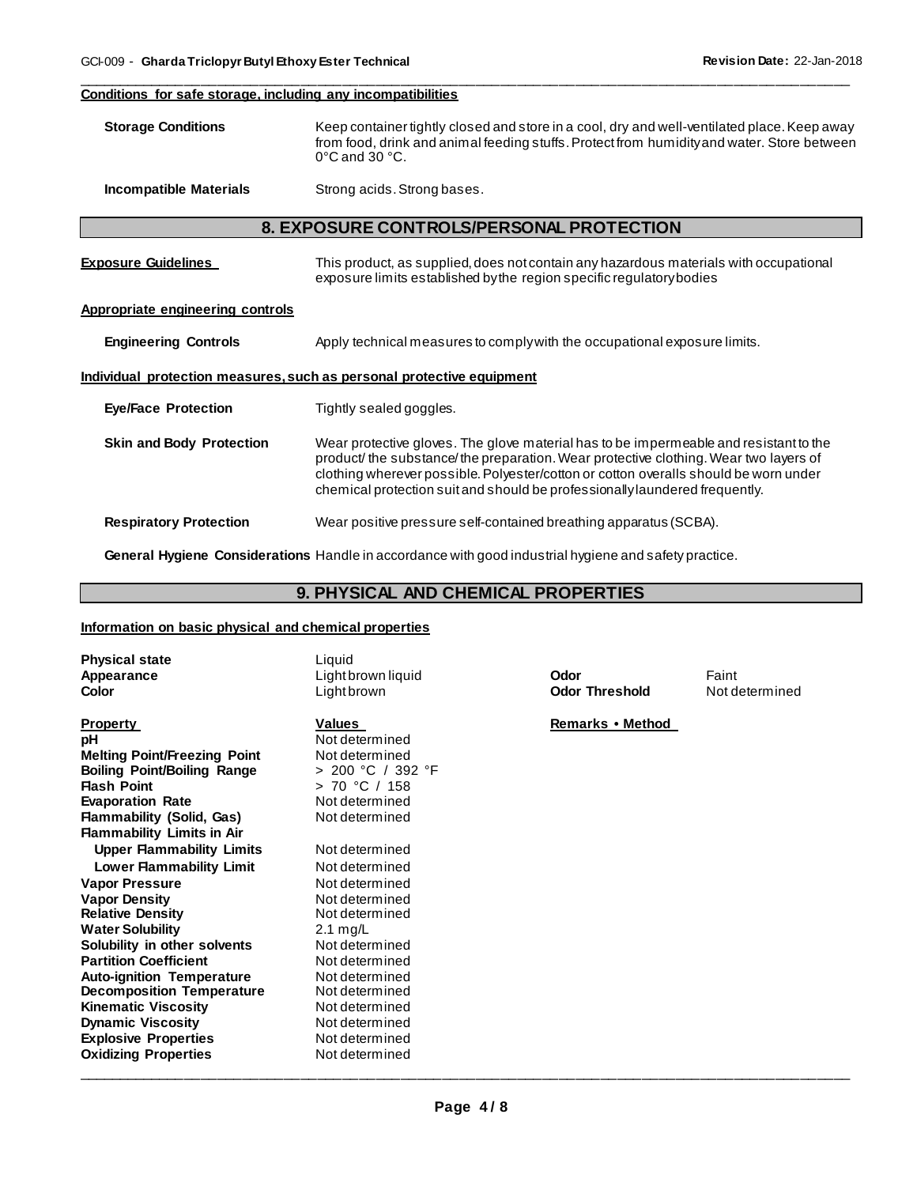**Conditions for safe storage, including any incompatibilities**

| | |
|---|---|
| **Storage Conditions** | Keep container tightly closed and store in a cool, dry and well-ventilated place. Keep away from food, drink and animal feeding stuffs. Protect from humidity and water. Store between 0°C and 30 °C. |
| **Incompatible Materials** | Strong acids. Strong bases. |

## 8. EXPOSURE CONTROLS/PERSONAL PROTECTION

**Exposure Guidelines** This product, as supplied, does not contain any hazardous materials with occupational exposure limits established by the region specific regulatory bodies

**Appropriate engineering controls**

| | |
|---|---|
| **Engineering Controls** | Apply technical measures to comply with the occupational exposure limits. |

**Individual protection measures, such as personal protective equipment**

| | |
|---|---|
| **Eye/Face Protection** | Tightly sealed goggles. |
| **Skin and Body Protection** | Wear protective gloves. The glove material has to be impermeable and resistant to the product/ the substance/ the preparation. Wear protective clothing. Wear two layers of clothing wherever possible. Polyester/cotton or cotton overalls should be worn under chemical protection suit and should be professionally laundered frequently. |
| **Respiratory Protection** | Wear positive pressure self-contained breathing apparatus (SCBA). |

**General Hygiene Considerations** Handle in accordance with good industrial hygiene and safety practice.

## 9. PHYSICAL AND CHEMICAL PROPERTIES

**Information on basic physical and chemical properties**

| | | | |
|---|---|---|---|
| **Physical state** | Liquid | | |
| **Appearance** | Light brown liquid | **Odor** | Faint |
| **Color** | Light brown | **Odor Threshold** | Not determined |

| **Property** | **Values** | **Remarks • Method** |
|---|---|---|
| **pH** | Not determined | |
| **Melting Point/Freezing Point** | Not determined | |
| **Boiling Point/Boiling Range** | > 200 °C / 392 °F | |
| **Flash Point** | > 70 °C / 158 | |
| **Evaporation Rate** | Not determined | |
| **Flammability (Solid, Gas)** | Not determined | |
| **Flammability Limits in Air** | | |
| **Upper Flammability Limits** | Not determined | |
| **Lower Flammability Limit** | Not determined | |
| **Vapor Pressure** | Not determined | |
| **Vapor Density** | Not determined | |
| **Relative Density** | Not determined | |
| **Water Solubility** | 2.1 mg/L | |
| **Solubility in other solvents** | Not determined | |
| **Partition Coefficient** | Not determined | |
| **Auto-ignition Temperature** | Not determined | |
| **Decomposition Temperature** | Not determined | |
| **Kinematic Viscosity** | Not determined | |
| **Dynamic Viscosity** | Not determined | |
| **Explosive Properties** | Not determined | |
| **Oxidizing Properties** | Not determined | |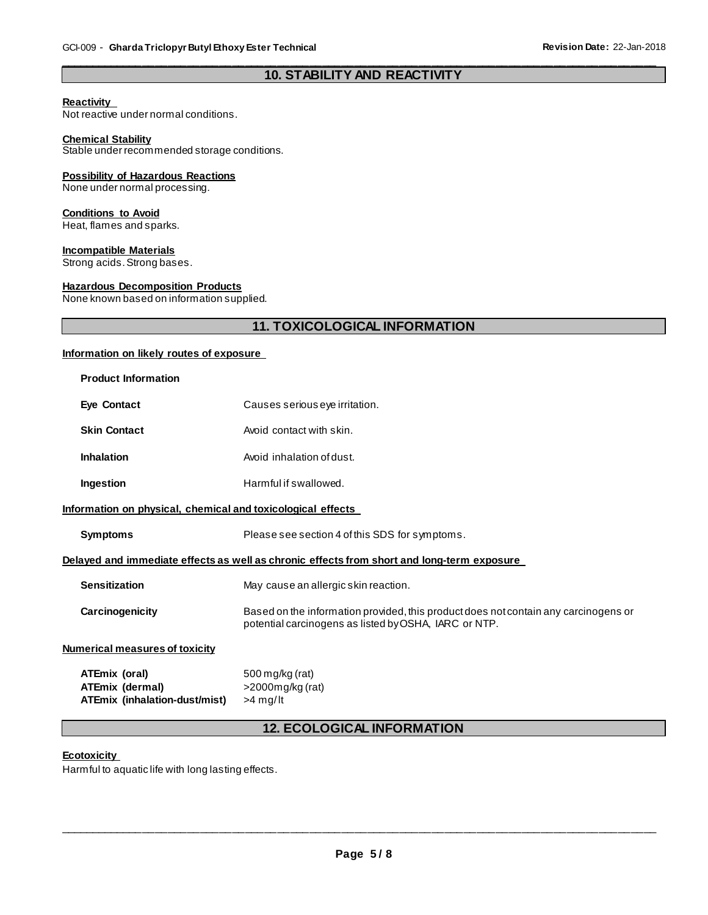## 10. STABILITY AND REACTIVITY

**Reactivity**

Not reactive under normal conditions.

**Chemical Stability**

Stable under recommended storage conditions.

**Possibility of Hazardous Reactions**

None under normal processing.

**Conditions to Avoid**

Heat, flames and sparks.

**Incompatible Materials**

Strong acids. Strong bases.

**Hazardous Decomposition Products**

None known based on information supplied.

## 11. TOXICOLOGICAL INFORMATION

**Information on likely routes of exposure**

**Product Information**

| | |
|---|---|
| **Eye Contact** | Causes serious eye irritation. |
| **Skin Contact** | Avoid contact with skin. |
| **Inhalation** | Avoid inhalation of dust. |
| **Ingestion** | Harmful if swallowed. |

**Information on physical, chemical and toxicological effects**

| | |
|---|---|
| **Symptoms** | Please see section 4 of this SDS for symptoms. |

**Delayed and immediate effects as well as chronic effects from short and long-term exposure**

| | |
|---|---|
| **Sensitization** | May cause an allergic skin reaction. |
| **Carcinogenicity** | Based on the information provided, this product does not contain any carcinogens or potential carcinogens as listed by OSHA, IARC or NTP. |

**Numerical measures of toxicity**

| | |
|---|---|
| **ATEmix (oral)** | 500 mg/kg (rat) |
| **ATEmix (dermal)** | >2000mg/kg (rat) |
| **ATEmix (inhalation-dust/mist)** | >4 mg/lt |

## 12. ECOLOGICAL INFORMATION

**Ecotoxicity**

Harmful to aquatic life with long lasting effects.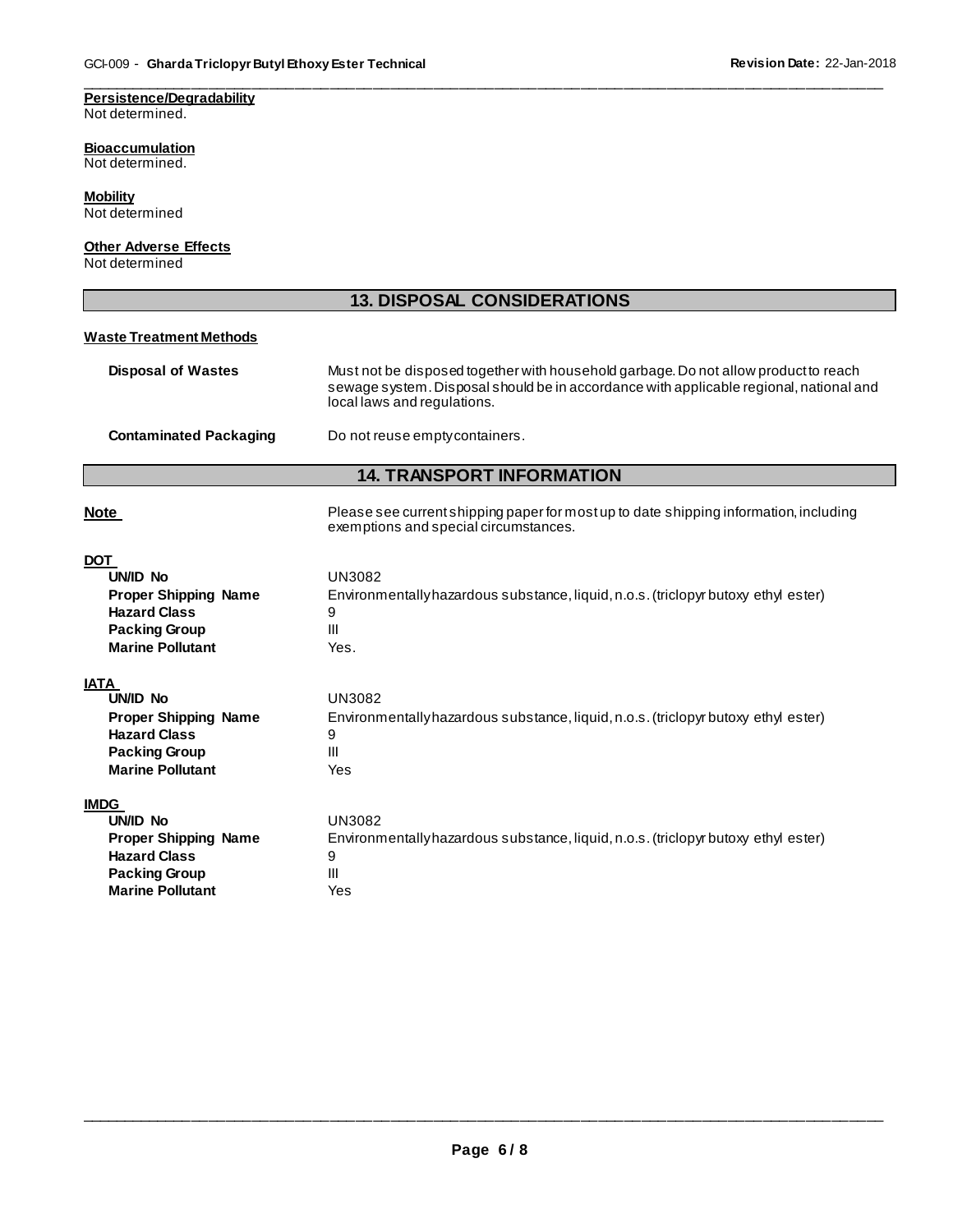**Persistence/Degradability**
Not determined.

**Bioaccumulation**
Not determined.

**Mobility**
Not determined

**Other Adverse Effects**
Not determined

## 13. DISPOSAL CONSIDERATIONS

**Waste Treatment Methods**

| | |
|---|---|
| **Disposal of Wastes** | Must not be disposed together with household garbage. Do not allow product to reach sewage system. Disposal should be in accordance with applicable regional, national and local laws and regulations. |
| **Contaminated Packaging** | Do not reuse empty containers. |

## 14. TRANSPORT INFORMATION

**Note** — Please see current shipping paper for most up to date shipping information, including exemptions and special circumstances.

**DOT**

| | |
|---|---|
| **UN/ID No** | UN3082 |
| **Proper Shipping Name** | Environmentally hazardous substance, liquid, n.o.s. (triclopyr butoxy ethyl ester) |
| **Hazard Class** | 9 |
| **Packing Group** | III |
| **Marine Pollutant** | Yes. |

**IATA**

| | |
|---|---|
| **UN/ID No** | UN3082 |
| **Proper Shipping Name** | Environmentally hazardous substance, liquid, n.o.s. (triclopyr butoxy ethyl ester) |
| **Hazard Class** | 9 |
| **Packing Group** | III |
| **Marine Pollutant** | Yes |

**IMDG**

| | |
|---|---|
| **UN/ID No** | UN3082 |
| **Proper Shipping Name** | Environmentally hazardous substance, liquid, n.o.s. (triclopyr butoxy ethyl ester) |
| **Hazard Class** | 9 |
| **Packing Group** | III |
| **Marine Pollutant** | Yes |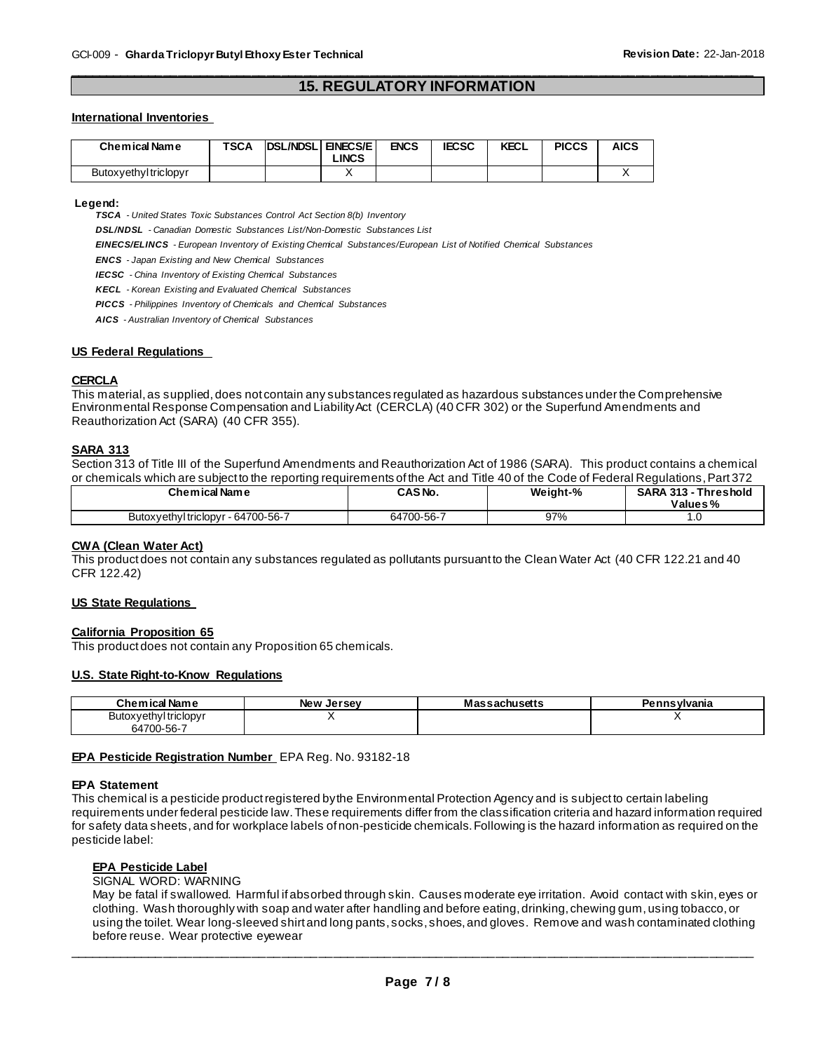## 15. REGULATORY INFORMATION

### International Inventories

| Chemical Name | TSCA | DSL/NDSL | EINECS/ELINCS | ENCS | IECSC | KECL | PICCS | AICS |
|---|---|---|---|---|---|---|---|---|
| Butoxyethyl triclopyr | | | X | | | | | X |

**Legend:**

***TSCA*** *- United States Toxic Substances Control Act Section 8(b) Inventory*

***DSL/NDSL*** *- Canadian Domestic Substances List/Non-Domestic Substances List*

***EINECS/ELINCS*** *- European Inventory of Existing Chemical Substances/European List of Notified Chemical Substances*

***ENCS*** *- Japan Existing and New Chemical Substances*

***IECSC*** *- China Inventory of Existing Chemical Substances*

***KECL*** *- Korean Existing and Evaluated Chemical Substances*

***PICCS*** *- Philippines Inventory of Chemicals and Chemical Substances*

***AICS*** *- Australian Inventory of Chemical Substances*

### US Federal Regulations

**CERCLA**

This material, as supplied, does not contain any substances regulated as hazardous substances under the Comprehensive Environmental Response Compensation and Liability Act (CERCLA) (40 CFR 302) or the Superfund Amendments and Reauthorization Act (SARA) (40 CFR 355).

**SARA 313**

Section 313 of Title III of the Superfund Amendments and Reauthorization Act of 1986 (SARA). This product contains a chemical or chemicals which are subject to the reporting requirements of the Act and Title 40 of the Code of Federal Regulations, Part 372

| Chemical Name | CAS No. | Weight-% | SARA 313 - Threshold Values % |
|---|---|---|---|
| Butoxyethyl triclopyr - 64700-56-7 | 64700-56-7 | 97% | 1.0 |

**CWA (Clean Water Act)**

This product does not contain any substances regulated as pollutants pursuant to the Clean Water Act (40 CFR 122.21 and 40 CFR 122.42)

### US State Regulations

**California Proposition 65**

This product does not contain any Proposition 65 chemicals.

**U.S. State Right-to-Know Regulations**

| Chemical Name | New Jersey | Massachusetts | Pennsylvania |
|---|---|---|---|
| Butoxyethyl triclopyr 64700-56-7 | X | | X |

**EPA Pesticide Registration Number** EPA Reg. No. 93182-18

**EPA Statement**

This chemical is a pesticide product registered by the Environmental Protection Agency and is subject to certain labeling requirements under federal pesticide law. These requirements differ from the classification criteria and hazard information required for safety data sheets, and for workplace labels of non-pesticide chemicals. Following is the hazard information as required on the pesticide label:

**EPA Pesticide Label**

SIGNAL WORD: WARNING

May be fatal if swallowed. Harmful if absorbed through skin. Causes moderate eye irritation. Avoid contact with skin, eyes or clothing. Wash thoroughly with soap and water after handling and before eating, drinking, chewing gum, using tobacco, or using the toilet. Wear long-sleeved shirt and long pants, socks, shoes, and gloves. Remove and wash contaminated clothing before reuse. Wear protective eyewear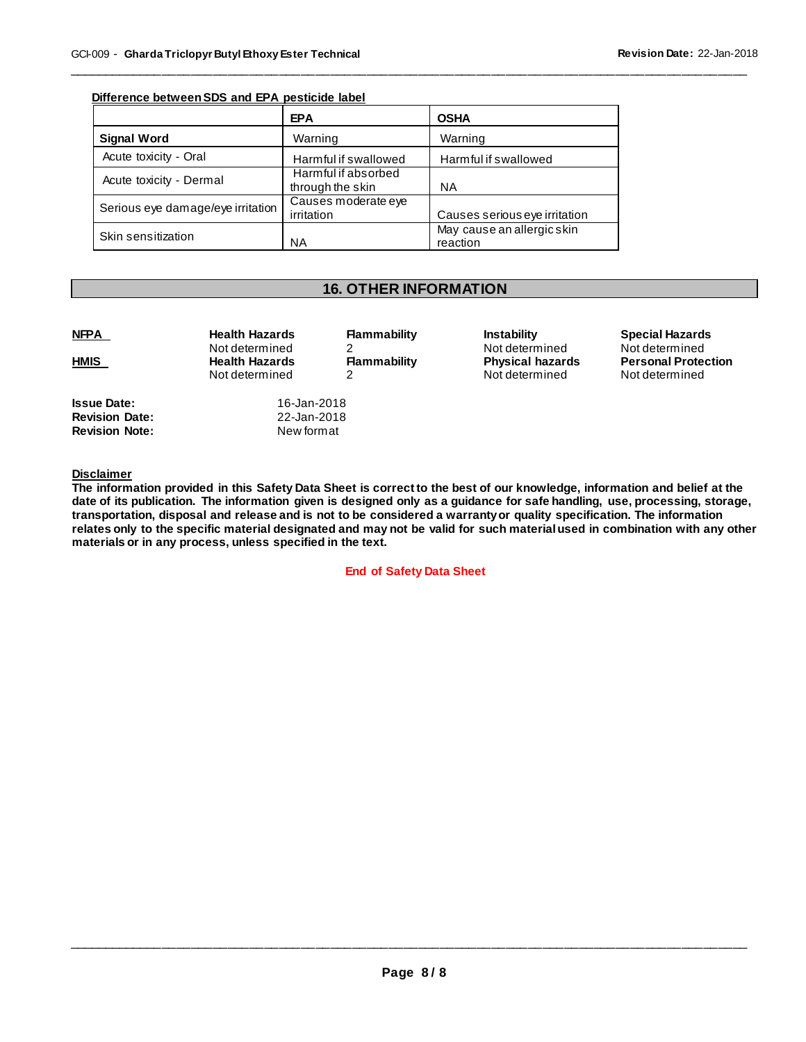**Difference between SDS and EPA pesticide label**

| | EPA | OSHA |
|---|---|---|
| **Signal Word** | Warning | Warning |
| Acute toxicity - Oral | Harmful if swallowed | Harmful if swallowed |
| Acute toxicity - Dermal | Harmful if absorbed through the skin | NA |
| Serious eye damage/eye irritation | Causes moderate eye irritation | Causes serious eye irritation |
| Skin sensitization | NA | May cause an allergic skin reaction |

## 16. OTHER INFORMATION

| | | | | |
|---|---|---|---|---|
| **NFPA** | **Health Hazards** | **Flammability** | **Instability** | **Special Hazards** |
| | Not determined | 2 | Not determined | Not determined |
| **HMIS** | **Health Hazards** | **Flammability** | **Physical hazards** | **Personal Protection** |
| | Not determined | 2 | Not determined | Not determined |

**Issue Date:** 16-Jan-2018
**Revision Date:** 22-Jan-2018
**Revision Note:** New format

**Disclaimer**

**The information provided in this Safety Data Sheet is correct to the best of our knowledge, information and belief at the date of its publication. The information given is designed only as a guidance for safe handling, use, processing, storage, transportation, disposal and release and is not to be considered a warranty or quality specification. The information relates only to the specific material designated and may not be valid for such material used in combination with any other materials or in any process, unless specified in the text.**

**End of Safety Data Sheet**